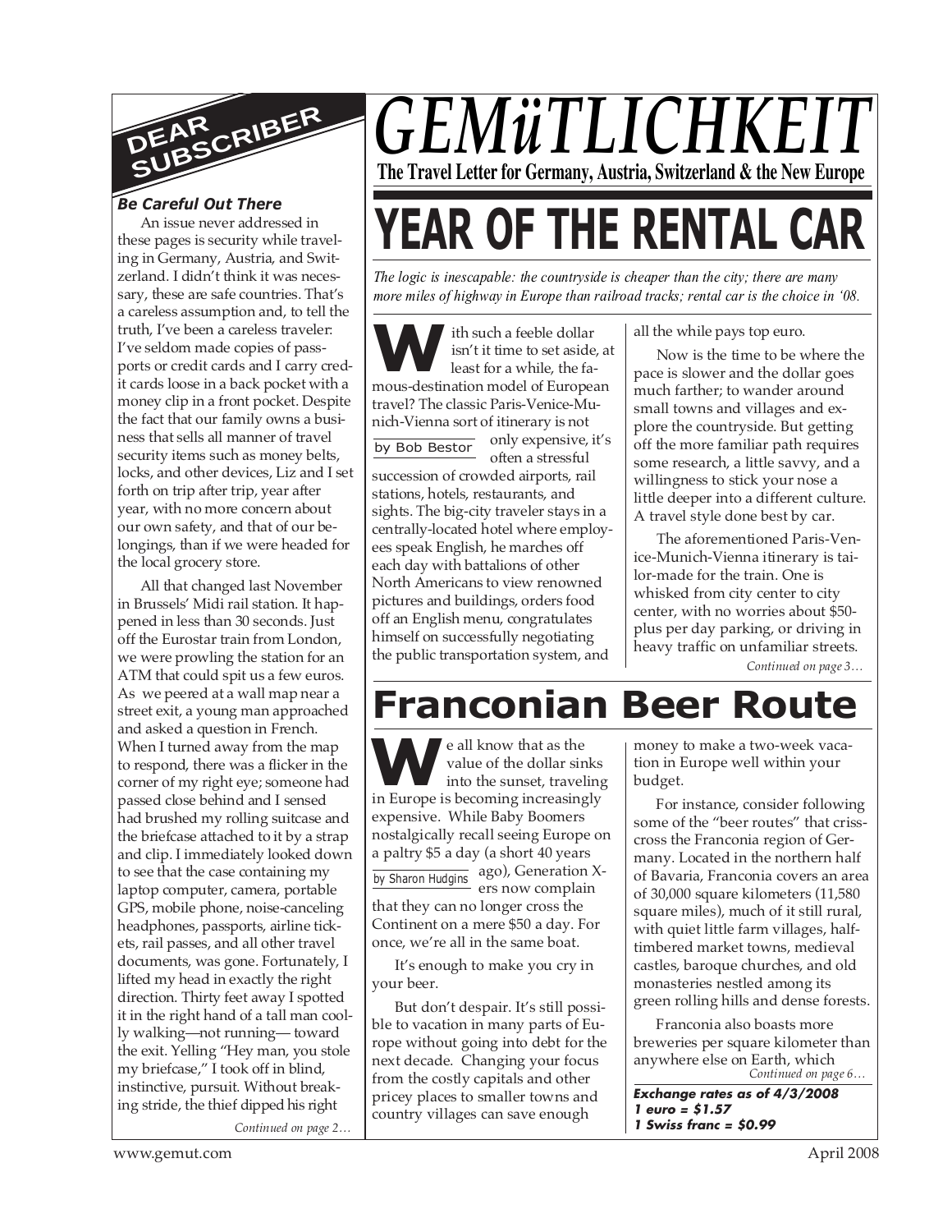# GEMüTLICHKEIT

**The Travel Letter for Germany, Austria, Switzerland & the New Europe**

## DEAR SUBSCRIBER

***Be Careful Out There***

An issue never addressed in these pages is security while traveling in Germany, Austria, and Switzerland. I didn't think it was necessary, these are safe countries. That's a careless assumption and, to tell the truth, I've been a careless traveler: I've seldom made copies of passports or credit cards and I carry credit cards loose in a back pocket with a money clip in a front pocket. Despite the fact that our family owns a business that sells all manner of travel security items such as money belts, locks, and other devices, Liz and I set forth on trip after trip, year after year, with no more concern about our own safety, and that of our belongings, than if we were headed for the local grocery store.

All that changed last November in Brussels' Midi rail station. It happened in less than 30 seconds. Just off the Eurostar train from London, we were prowling the station for an ATM that could spit us a few euros. As we peered at a wall map near a street exit, a young man approached and asked a question in French. When I turned away from the map to respond, there was a flicker in the corner of my right eye; someone had passed close behind and I sensed had brushed my rolling suitcase and the briefcase attached to it by a strap and clip. I immediately looked down to see that the case containing my laptop computer, camera, portable GPS, mobile phone, noise-canceling headphones, passports, airline tickets, rail passes, and all other travel documents, was gone. Fortunately, I lifted my head in exactly the right direction. Thirty feet away I spotted it in the right hand of a tall man coolly walking—not running— toward the exit. Yelling "Hey man, you stole my briefcase," I took off in blind, instinctive, pursuit. Without breaking stride, the thief dipped his right

*Continued on page 2…*

# YEAR OF THE RENTAL CAR

*The logic is inescapable: the countryside is cheaper than the city; there are many more miles of highway in Europe than railroad tracks; rental car is the choice in '08.*

by Bob Bestor

With such a feeble dollar isn't it time to set aside, at least for a while, the famous-destination model of European travel? The classic Paris-Venice-Munich-Vienna sort of itinerary is not only expensive, it's often a stressful succession of crowded airports, rail stations, hotels, restaurants, and sights. The big-city traveler stays in a centrally-located hotel where employees speak English, he marches off each day with battalions of other North Americans to view renowned pictures and buildings, orders food off an English menu, congratulates himself on successfully negotiating the public transportation system, and all the while pays top euro.

Now is the time to be where the pace is slower and the dollar goes much farther; to wander around small towns and villages and explore the countryside. But getting off the more familiar path requires some research, a little savvy, and a willingness to stick your nose a little deeper into a different culture. A travel style done best by car.

The aforementioned Paris-Venice-Munich-Vienna itinerary is tailor-made for the train. One is whisked from city center to city center, with no worries about $50-plus per day parking, or driving in heavy traffic on unfamiliar streets.

*Continued on page 3…*

# Franconian Beer Route

by Sharon Hudgins

We all know that as the value of the dollar sinks into the sunset, traveling in Europe is becoming increasingly expensive. While Baby Boomers nostalgically recall seeing Europe on a paltry $5 a day (a short 40 years ago), Generation X-ers now complain that they can no longer cross the Continent on a mere $50 a day. For once, we're all in the same boat.

It's enough to make you cry in your beer.

But don't despair. It's still possible to vacation in many parts of Europe without going into debt for the next decade. Changing your focus from the costly capitals and other pricey places to smaller towns and country villages can save enough money to make a two-week vacation in Europe well within your budget.

For instance, consider following some of the "beer routes" that crisscross the Franconia region of Germany. Located in the northern half of Bavaria, Franconia covers an area of 30,000 square kilometers (11,580 square miles), much of it still rural, with quiet little farm villages, half-timbered market towns, medieval castles, baroque churches, and old monasteries nestled among its green rolling hills and dense forests.

Franconia also boasts more breweries per square kilometer than anywhere else on Earth, which

*Continued on page 6…*

***Exchange rates as of 4/3/2008***
***1 euro = $1.57***
***1 Swiss franc = $0.99***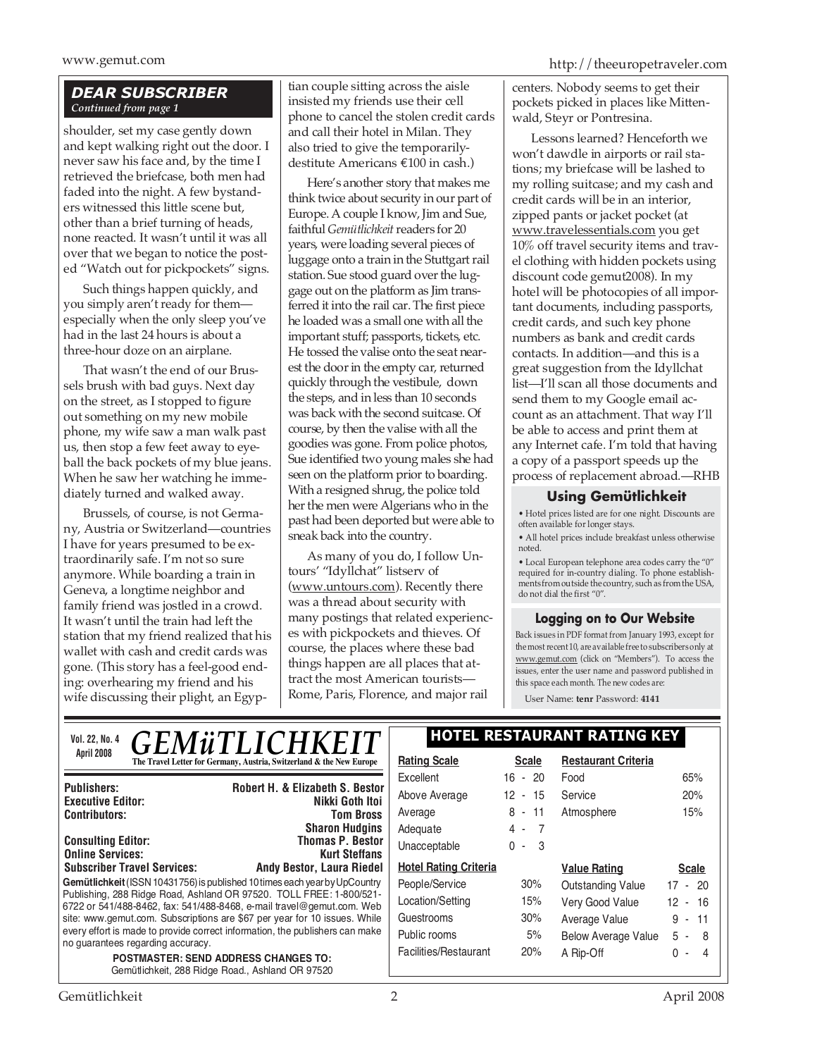## DEAR SUBSCRIBER

*Continued from page 1*

shoulder, set my case gently down and kept walking right out the door. I never saw his face and, by the time I retrieved the briefcase, both men had faded into the night. A few bystanders witnessed this little scene but, other than a brief turning of heads, none reacted. It wasn't until it was all over that we began to notice the posted "Watch out for pickpockets" signs.

Such things happen quickly, and you simply aren't ready for them—especially when the only sleep you've had in the last 24 hours is about a three-hour doze on an airplane.

That wasn't the end of our Brussels brush with bad guys. Next day on the street, as I stopped to figure out something on my new mobile phone, my wife saw a man walk past us, then stop a few feet away to eyeball the back pockets of my blue jeans. When he saw her watching he immediately turned and walked away.

Brussels, of course, is not Germany, Austria or Switzerland—countries I have for years presumed to be extraordinarily safe. I'm not so sure anymore. While boarding a train in Geneva, a longtime neighbor and family friend was jostled in a crowd. It wasn't until the train had left the station that my friend realized that his wallet with cash and credit cards was gone. (This story has a feel-good ending: overhearing my friend and his wife discussing their plight, an Egyptian couple sitting across the aisle insisted my friends use their cell phone to cancel the stolen credit cards and call their hotel in Milan. They also tried to give the temporarily-destitute Americans €100 in cash.)

Here's another story that makes me think twice about security in our part of Europe. A couple I know, Jim and Sue, faithful *Gemütlichkeit* readers for 20 years, were loading several pieces of luggage onto a train in the Stuttgart rail station. Sue stood guard over the luggage out on the platform as Jim transferred it into the rail car. The first piece he loaded was a small one with all the important stuff; passports, tickets, etc. He tossed the valise onto the seat nearest the door in the empty car, returned quickly through the vestibule, down the steps, and in less than 10 seconds was back with the second suitcase. Of course, by then the valise with all the goodies was gone. From police photos, Sue identified two young males she had seen on the platform prior to boarding. With a resigned shrug, the police told her the men were Algerians who in the past had been deported but were able to sneak back into the country.

As many of you do, I follow Untours' "Idyllchat" listserv of (www.untours.com). Recently there was a thread about security with many postings that related experiences with pickpockets and thieves. Of course, the places where these bad things happen are all places that attract the most American tourists—Rome, Paris, Florence, and major rail centers. Nobody seems to get their pockets picked in places like Mittenwald, Steyr or Pontresina.

Lessons learned? Henceforth we won't dawdle in airports or rail stations; my briefcase will be lashed to my rolling suitcase; and my cash and credit cards will be in an interior, zipped pants or jacket pocket (at www.travelessentials.com you get 10% off travel security items and travel clothing with hidden pockets using discount code gemut2008). In my hotel will be photocopies of all important documents, including passports, credit cards, and such key phone numbers as bank and credit cards contacts. In addition—and this is a great suggestion from the Idyllchat list—I'll scan all those documents and send them to my Google email account as an attachment. That way I'll be able to access and print them at any Internet cafe. I'm told that having a copy of a passport speeds up the process of replacement abroad.—RHB

### Using Gemütlichkeit

- Hotel prices listed are for one night. Discounts are often available for longer stays.
- All hotel prices include breakfast unless otherwise noted.
- Local European telephone area codes carry the "0" required for in-country dialing. To phone establishments from outside the country, such as from the USA, do not dial the first "0".

### Logging on to Our Website

Back issues in PDF format from January 1993, except for the most recent 10, are available free to subscribers only at www.gemut.com (click on "Members"). To access the issues, enter the user name and password published in this space each month. The new codes are:

User Name: **tenr** Password: **4141**

---

Vol. 22, No. 4
April 2008

# GEMüTLICHKEIT

**The Travel Letter for Germany, Austria, Switzerland & the New Europe**

| | |
|---|---|
| **Publishers:** | **Robert H. & Elizabeth S. Bestor** |
| **Executive Editor:** | **Nikki Goth Itoi** |
| **Contributors:** | **Tom Bross** |
| | **Sharon Hudgins** |
| **Consulting Editor:** | **Thomas P. Bestor** |
| **Online Services:** | **Kurt Steffans** |
| **Subscriber Travel Services:** | **Andy Bestor, Laura Riedel** |

**Gemütlichkeit** (ISSN 10431756) is published 10 times each year by UpCountry Publishing, 288 Ridge Road, Ashland OR 97520. TOLL FREE: 1-800/521-6722 or 541/488-8462, fax: 541/488-8468, e-mail travel@gemut.com. Web site: www.gemut.com. Subscriptions are $67 per year for 10 issues. While every effort is made to provide correct information, the publishers can make no guarantees regarding accuracy.

**POSTMASTER: SEND ADDRESS CHANGES TO:**
Gemütlichkeit, 288 Ridge Road., Ashland OR 97520

### HOTEL RESTAURANT RATING KEY

| **Rating Scale** | **Scale** |
|---|---|
| Excellent | 16 - 20 |
| Above Average | 12 - 15 |
| Average | 8 - 11 |
| Adequate | 4 - 7 |
| Unacceptable | 0 - 3 |

| **Restaurant Criteria** | |
|---|---|
| Food | 65% |
| Service | 20% |
| Atmosphere | 15% |

| **Hotel Rating Criteria** | |
|---|---|
| People/Service | 30% |
| Location/Setting | 15% |
| Guestrooms | 30% |
| Public rooms | 5% |
| Facilities/Restaurant | 20% |

| **Value Rating** | **Scale** |
|---|---|
| Outstanding Value | 17 - 20 |
| Very Good Value | 12 - 16 |
| Average Value | 9 - 11 |
| Below Average Value | 5 - 8 |
| A Rip-Off | 0 - 4 |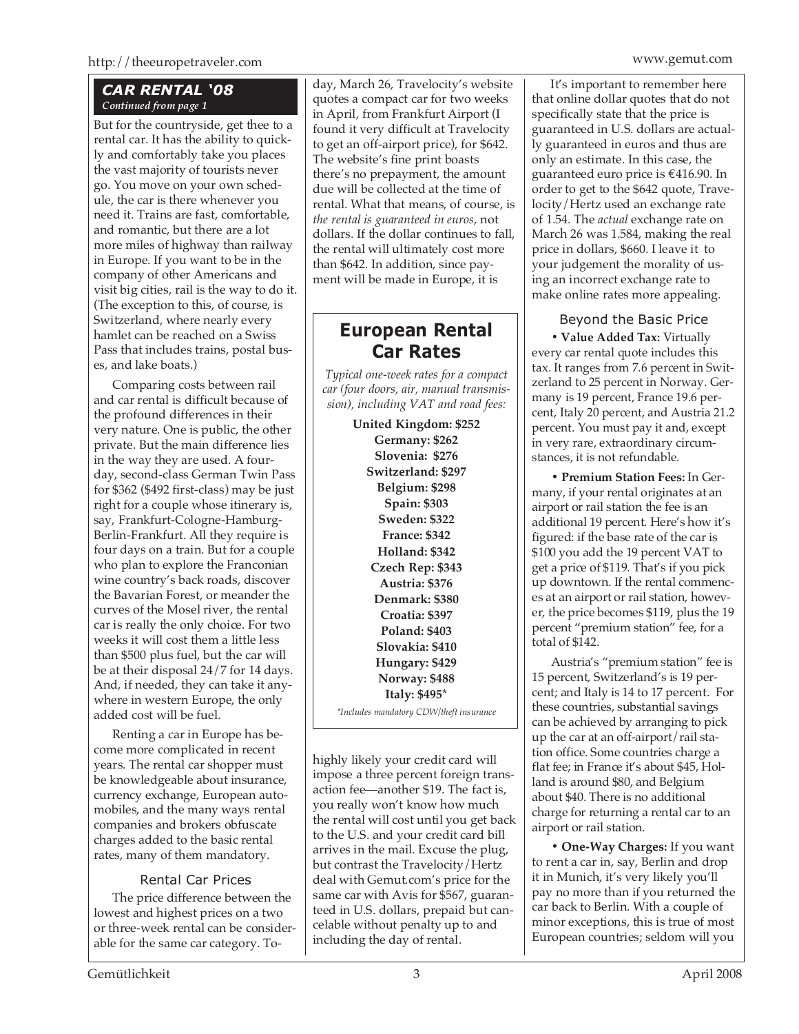## CAR RENTAL '08

*Continued from page 1*

But for the countryside, get thee to a rental car. It has the ability to quickly and comfortably take you places the vast majority of tourists never go. You move on your own schedule, the car is there whenever you need it. Trains are fast, comfortable, and romantic, but there are a lot more miles of highway than railway in Europe. If you want to be in the company of other Americans and visit big cities, rail is the way to do it. (The exception to this, of course, is Switzerland, where nearly every hamlet can be reached on a Swiss Pass that includes trains, postal buses, and lake boats.)

Comparing costs between rail and car rental is difficult because of the profound differences in their very nature. One is public, the other private. But the main difference lies in the way they are used. A four-day, second-class German Twin Pass for $362 ($492 first-class) may be just right for a couple whose itinerary is, say, Frankfurt-Cologne-Hamburg-Berlin-Frankfurt. All they require is four days on a train. But for a couple who plan to explore the Franconian wine country's back roads, discover the Bavarian Forest, or meander the curves of the Mosel river, the rental car is really the only choice. For two weeks it will cost them a little less than $500 plus fuel, but the car will be at their disposal 24/7 for 14 days. And, if needed, they can take it anywhere in western Europe, the only added cost will be fuel.

Renting a car in Europe has become more complicated in recent years. The rental car shopper must be knowledgeable about insurance, currency exchange, European automobiles, and the many ways rental companies and brokers obfuscate charges added to the basic rental rates, many of them mandatory.

### Rental Car Prices

The price difference between the lowest and highest prices on a two or three-week rental can be considerable for the same car category. Today, March 26, Travelocity's website quotes a compact car for two weeks in April, from Frankfurt Airport (I found it very difficult at Travelocity to get an off-airport price), for $642. The website's fine print boasts there's no prepayment, the amount due will be collected at the time of rental. What that means, of course, is *the rental is guaranteed in euros*, not dollars. If the dollar continues to fall, the rental will ultimately cost more than $642. In addition, since payment will be made in Europe, it is highly likely your credit card will impose a three percent foreign transaction fee—another $19. The fact is, you really won't know how much the rental will cost until you get back to the U.S. and your credit card bill arrives in the mail. Excuse the plug, but contrast the Travelocity/Hertz deal with Gemut.com's price for the same car with Avis for $567, guaranteed in U.S. dollars, prepaid but cancelable without penalty up to and including the day of rental.

It's important to remember here that online dollar quotes that do not specifically state that the price is guaranteed in U.S. dollars are actually guaranteed in euros and thus are only an estimate. In this case, the guaranteed euro price is €416.90. In order to get to the $642 quote, Travelocity/Hertz used an exchange rate of 1.54. The *actual* exchange rate on March 26 was 1.584, making the real price in dollars, $660. I leave it to your judgement the morality of using an incorrect exchange rate to make online rates more appealing.

## European Rental Car Rates

*Typical one-week rates for a compact car (four doors, air, manual transmission), including VAT and road fees:*

**United Kingdom: $252**
**Germany: $262**
**Slovenia: $276**
**Switzerland: $297**
**Belgium: $298**
**Spain: $303**
**Sweden: $322**
**France: $342**
**Holland: $342**
**Czech Rep: $343**
**Austria: $376**
**Denmark: $380**
**Croatia: $397**
**Poland: $403**
**Slovakia: $410**
**Hungary: $429**
**Norway: $488**
**Italy: $495***

*\*Includes mandatory CDW/theft insurance*

### Beyond the Basic Price

• **Value Added Tax:** Virtually every car rental quote includes this tax. It ranges from 7.6 percent in Switzerland to 25 percent in Norway. Germany is 19 percent, France 19.6 percent, Italy 20 percent, and Austria 21.2 percent. You must pay it and, except in very rare, extraordinary circumstances, it is not refundable.

• **Premium Station Fees:** In Germany, if your rental originates at an airport or rail station the fee is an additional 19 percent. Here's how it's figured: if the base rate of the car is $100 you add the 19 percent VAT to get a price of $119. That's if you pick up downtown. If the rental commences at an airport or rail station, however, the price becomes $119, plus the 19 percent "premium station" fee, for a total of $142.

Austria's "premium station" fee is 15 percent, Switzerland's is 19 percent; and Italy is 14 to 17 percent. For these countries, substantial savings can be achieved by arranging to pick up the car at an off-airport/rail station office. Some countries charge a flat fee; in France it's about $45, Holland is around $80, and Belgium about $40. There is no additional charge for returning a rental car to an airport or rail station.

• **One-Way Charges:** If you want to rent a car in, say, Berlin and drop it in Munich, it's very likely you'll pay no more than if you returned the car back to Berlin. With a couple of minor exceptions, this is true of most European countries; seldom will you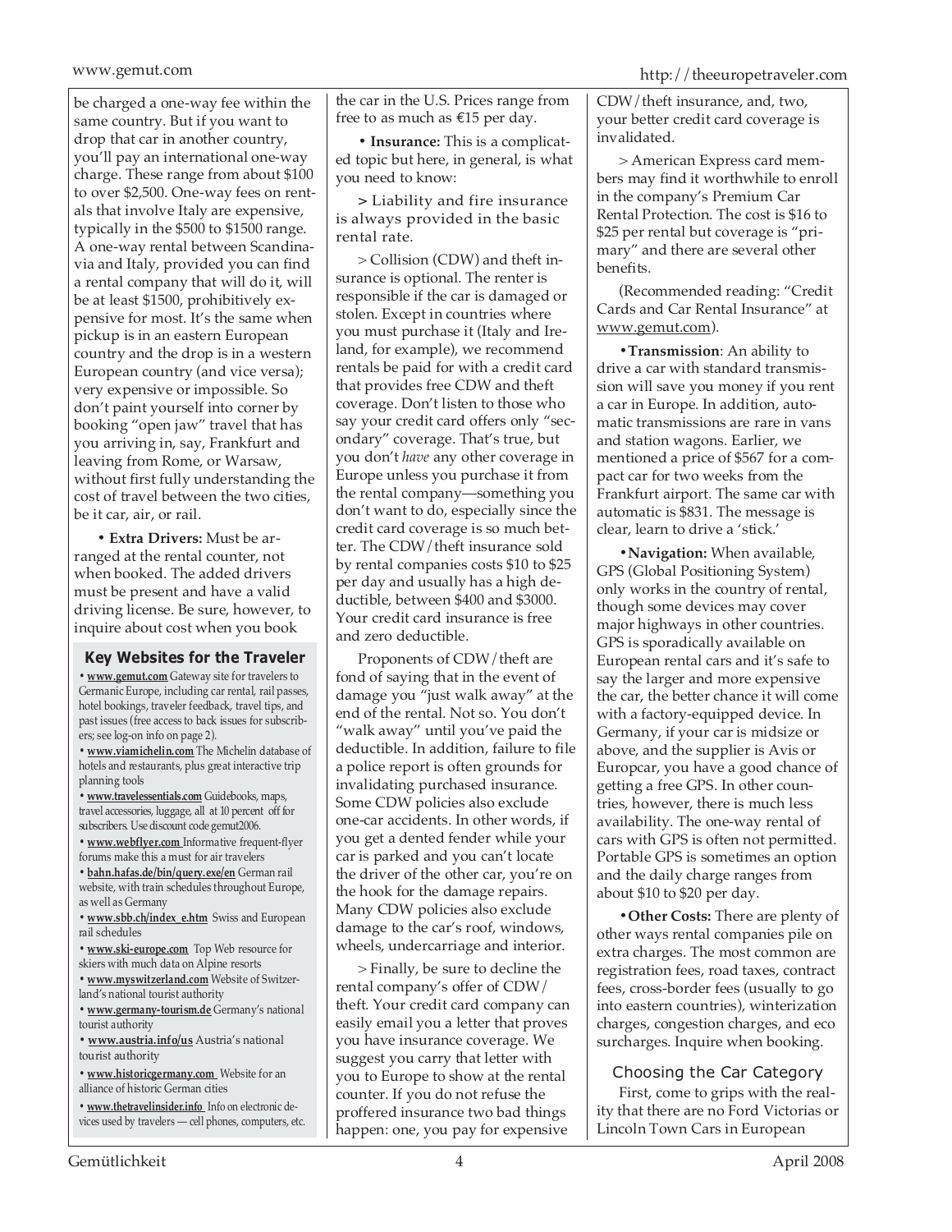be charged a one-way fee within the same country. But if you want to drop that car in another country, you'll pay an international one-way charge. These range from about $100 to over $2,500. One-way fees on rentals that involve Italy are expensive, typically in the $500 to $1500 range. A one-way rental between Scandinavia and Italy, provided you can find a rental company that will do it, will be at least $1500, prohibitively expensive for most. It's the same when pickup is in an eastern European country and the drop is in a western European country (and vice versa); very expensive or impossible. So don't paint yourself into corner by booking "open jaw" travel that has you arriving in, say, Frankfurt and leaving from Rome, or Warsaw, without first fully understanding the cost of travel between the two cities, be it car, air, or rail.

• **Extra Drivers:** Must be arranged at the rental counter, not when booked. The added drivers must be present and have a valid driving license. Be sure, however, to inquire about cost when you book the car in the U.S. Prices range from free to as much as €15 per day.

• **Insurance:** This is a complicated topic but here, in general, is what you need to know:

> Liability and fire insurance is always provided in the basic rental rate.

> Collision (CDW) and theft insurance is optional. The renter is responsible if the car is damaged or stolen. Except in countries where you must purchase it (Italy and Ireland, for example), we recommend rentals be paid for with a credit card that provides free CDW and theft coverage. Don't listen to those who say your credit card offers only "secondary" coverage. That's true, but you don't *have* any other coverage in Europe unless you purchase it from the rental company—something you don't want to do, especially since the credit card coverage is so much better. The CDW/theft insurance sold by rental companies costs $10 to $25 per day and usually has a high deductible, between $400 and $3000. Your credit card insurance is free and zero deductible.

Proponents of CDW/theft are fond of saying that in the event of damage you "just walk away" at the end of the rental. Not so. You don't "walk away" until you've paid the deductible. In addition, failure to file a police report is often grounds for invalidating purchased insurance. Some CDW policies also exclude one-car accidents. In other words, if you get a dented fender while your car is parked and you can't locate the driver of the other car, you're on the hook for the damage repairs. Many CDW policies also exclude damage to the car's roof, windows, wheels, undercarriage and interior.

> Finally, be sure to decline the rental company's offer of CDW/theft. Your credit card company can easily email you a letter that proves you have insurance coverage. We suggest you carry that letter with you to Europe to show at the rental counter. If you do not refuse the proffered insurance two bad things happen: one, you pay for expensive CDW/theft insurance, and, two, your better credit card coverage is invalidated.

> American Express card members may find it worthwhile to enroll in the company's Premium Car Rental Protection. The cost is $16 to $25 per rental but coverage is "primary" and there are several other benefits.

(Recommended reading: "Credit Cards and Car Rental Insurance" at www.gemut.com).

• **Transmission**: An ability to drive a car with standard transmission will save you money if you rent a car in Europe. In addition, automatic transmissions are rare in vans and station wagons. Earlier, we mentioned a price of $567 for a compact car for two weeks from the Frankfurt airport. The same car with automatic is $831. The message is clear, learn to drive a 'stick.'

• **Navigation:** When available, GPS (Global Positioning System) only works in the country of rental, though some devices may cover major highways in other countries. GPS is sporadically available on European rental cars and it's safe to say the larger and more expensive the car, the better chance it will come with a factory-equipped device. In Germany, if your car is midsize or above, and the supplier is Avis or Europcar, you have a good chance of getting a free GPS. In other countries, however, there is much less availability. The one-way rental of cars with GPS is often not permitted. Portable GPS is sometimes an option and the daily charge ranges from about $10 to $20 per day.

• **Other Costs:** There are plenty of other ways rental companies pile on extra charges. The most common are registration fees, road taxes, contract fees, cross-border fees (usually to go into eastern countries), winterization charges, congestion charges, and eco surcharges. Inquire when booking.

### Choosing the Car Category

First, come to grips with the reality that there are no Ford Victorias or Lincoln Town Cars in European

### Key Websites for the Traveler

- **www.gemut.com** Gateway site for travelers to Germanic Europe, including car rental, rail passes, hotel bookings, traveler feedback, travel tips, and past issues (free access to back issues for subscribers; see log-on info on page 2).
- **www.viamichelin.com** The Michelin database of hotels and restaurants, plus great interactive trip planning tools
- **www.travelessentials.com** Guidebooks, maps, travel accessories, luggage, all at 10 percent off for subscribers. Use discount code gemut2006.
- **www.webflyer.com** Informative frequent-flyer forums make this a must for air travelers
- **bahn.hafas.de/bin/query.exe/en** German rail website, with train schedules throughout Europe, as well as Germany
- **www.sbb.ch/index_e.htm** Swiss and European rail schedules
- **www.ski-europe.com** Top Web resource for skiers with much data on Alpine resorts
- **www.myswitzerland.com** Website of Switzerland's national tourist authority
- **www.germany-tourism.de** Germany's national tourist authority
- **www.austria.info/us** Austria's national tourist authority
- **www.historicgermany.com** Website for an alliance of historic German cities
- **www.thetravelinsider.info** Info on electronic devices used by travelers — cell phones, computers, etc.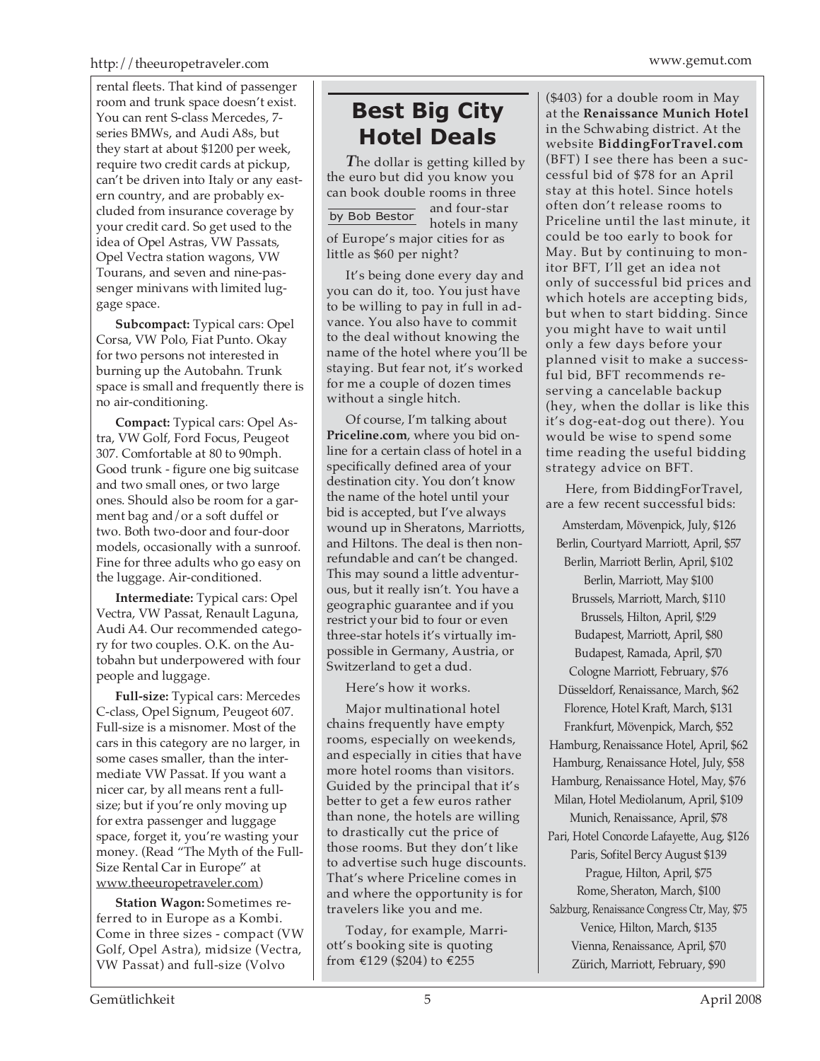rental fleets. That kind of passenger room and trunk space doesn't exist. You can rent S-class Mercedes, 7-series BMWs, and Audi A8s, but they start at about $1200 per week, require two credit cards at pickup, can't be driven into Italy or any eastern country, and are probably excluded from insurance coverage by your credit card. So get used to the idea of Opel Astras, VW Passats, Opel Vectra station wagons, VW Tourans, and seven and nine-passenger minivans with limited luggage space.

**Subcompact:** Typical cars: Opel Corsa, VW Polo, Fiat Punto. Okay for two persons not interested in burning up the Autobahn. Trunk space is small and frequently there is no air-conditioning.

**Compact:** Typical cars: Opel Astra, VW Golf, Ford Focus, Peugeot 307. Comfortable at 80 to 90mph. Good trunk - figure one big suitcase and two small ones, or two large ones. Should also be room for a garment bag and/or a soft duffel or two. Both two-door and four-door models, occasionally with a sunroof. Fine for three adults who go easy on the luggage. Air-conditioned.

**Intermediate:** Typical cars: Opel Vectra, VW Passat, Renault Laguna, Audi A4. Our recommended category for two couples. O.K. on the Autobahn but underpowered with four people and luggage.

**Full-size:** Typical cars: Mercedes C-class, Opel Signum, Peugeot 607. Full-size is a misnomer. Most of the cars in this category are no larger, in some cases smaller, than the intermediate VW Passat. If you want a nicer car, by all means rent a full-size; but if you're only moving up for extra passenger and luggage space, forget it, you're wasting your money. (Read "The Myth of the Full-Size Rental Car in Europe" at www.theeuropetraveler.com)

**Station Wagon:** Sometimes referred to in Europe as a Kombi. Come in three sizes - compact (VW Golf, Opel Astra), midsize (Vectra, VW Passat) and full-size (Volvo

## Best Big City Hotel Deals

by Bob Bestor

*T*he dollar is getting killed by the euro but did you know you can book double rooms in three and four-star hotels in many of Europe's major cities for as little as $60 per night?

It's being done every day and you can do it, too. You just have to be willing to pay in full in advance. You also have to commit to the deal without knowing the name of the hotel where you'll be staying. But fear not, it's worked for me a couple of dozen times without a single hitch.

Of course, I'm talking about **Priceline.com**, where you bid online for a certain class of hotel in a specifically defined area of your destination city. You don't know the name of the hotel until your bid is accepted, but I've always wound up in Sheratons, Marriotts, and Hiltons. The deal is then non-refundable and can't be changed. This may sound a little adventurous, but it really isn't. You have a geographic guarantee and if you restrict your bid to four or even three-star hotels it's virtually impossible in Germany, Austria, or Switzerland to get a dud.

Here's how it works.

Major multinational hotel chains frequently have empty rooms, especially on weekends, and especially in cities that have more hotel rooms than visitors. Guided by the principal that it's better to get a few euros rather than none, the hotels are willing to drastically cut the price of those rooms. But they don't like to advertise such huge discounts. That's where Priceline comes in and where the opportunity is for travelers like you and me.

Today, for example, Marriott's booking site is quoting from €129 ($204) to €255 ($403) for a double room in May at the **Renaissance Munich Hotel** in the Schwabing district. At the website **BiddingForTravel.com** (BFT) I see there has been a successful bid of $78 for an April stay at this hotel. Since hotels often don't release rooms to Priceline until the last minute, it could be too early to book for May. But by continuing to monitor BFT, I'll get an idea not only of successful bid prices and which hotels are accepting bids, but when to start bidding. Since you might have to wait until only a few days before your planned visit to make a successful bid, BFT recommends reserving a cancelable backup (hey, when the dollar is like this it's dog-eat-dog out there). You would be wise to spend some time reading the useful bidding strategy advice on BFT.

Here, from BiddingForTravel, are a few recent successful bids:

Amsterdam, Mövenpick, July, $126
Berlin, Courtyard Marriott, April, $57
Berlin, Marriott Berlin, April, $102
Berlin, Marriott, May $100
Brussels, Marriott, March, $110
Brussels, Hilton, April, $!29
Budapest, Marriott, April, $80
Budapest, Ramada, April, $70
Cologne Marriott, February, $76
Düsseldorf, Renaissance, March, $62
Florence, Hotel Kraft, March, $131
Frankfurt, Mövenpick, March, $52
Hamburg, Renaissance Hotel, April, $62
Hamburg, Renaissance Hotel, July, $58
Hamburg, Renaissance Hotel, May, $76
Milan, Hotel Mediolanum, April, $109
Munich, Renaissance, April, $78
Pari, Hotel Concorde Lafayette, Aug, $126
Paris, Sofitel Bercy August $139
Prague, Hilton, April, $75
Rome, Sheraton, March, $100
Salzburg, Renaissance Congress Ctr, May, $75
Venice, Hilton, March, $135
Vienna, Renaissance, April, $70
Zürich, Marriott, February, $90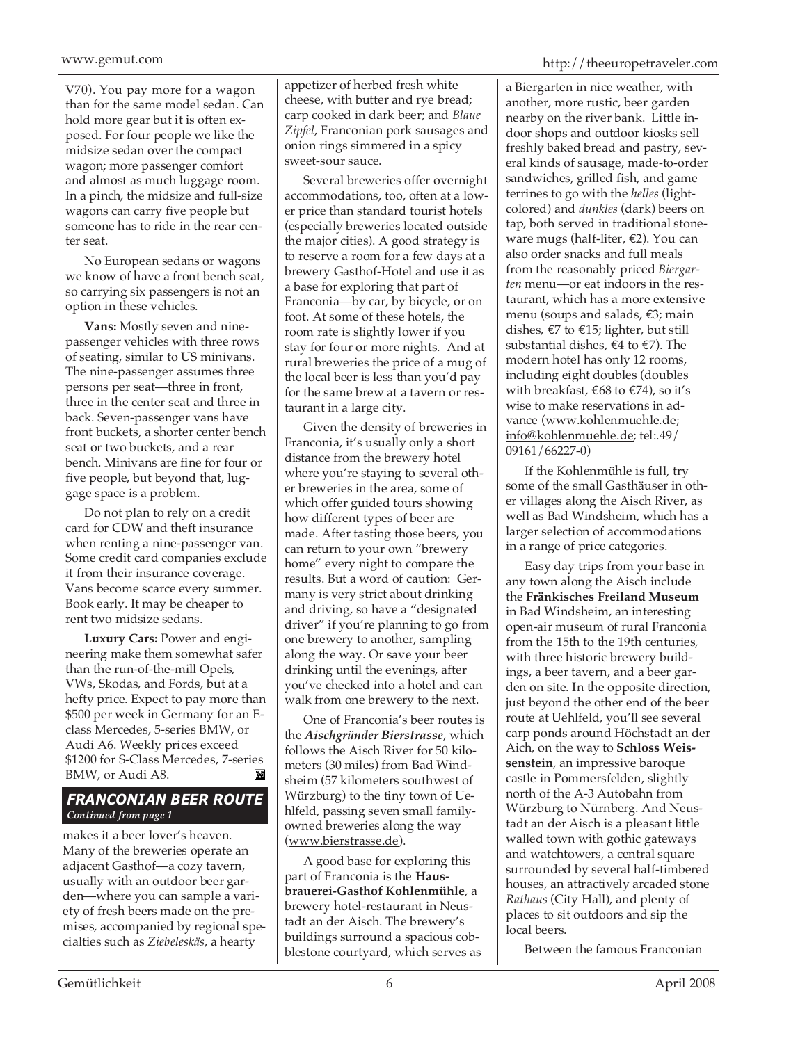V70). You pay more for a wagon than for the same model sedan. Can hold more gear but it is often exposed. For four people we like the midsize sedan over the compact wagon; more passenger comfort and almost as much luggage room. In a pinch, the midsize and full-size wagons can carry five people but someone has to ride in the rear center seat.

No European sedans or wagons we know of have a front bench seat, so carrying six passengers is not an option in these vehicles.

**Vans:** Mostly seven and nine-passenger vehicles with three rows of seating, similar to US minivans. The nine-passenger assumes three persons per seat—three in front, three in the center seat and three in back. Seven-passenger vans have front buckets, a shorter center bench seat or two buckets, and a rear bench. Minivans are fine for four or five people, but beyond that, luggage space is a problem.

Do not plan to rely on a credit card for CDW and theft insurance when renting a nine-passenger van. Some credit card companies exclude it from their insurance coverage. Vans become scarce every summer. Book early. It may be cheaper to rent two midsize sedans.

**Luxury Cars:** Power and engineering make them somewhat safer than the run-of-the-mill Opels, VWs, Skodas, and Fords, but at a hefty price. Expect to pay more than $500 per week in Germany for an E-class Mercedes, 5-series BMW, or Audi A6. Weekly prices exceed $1200 for S-Class Mercedes, 7-series BMW, or Audi A8.

## FRANCONIAN BEER ROUTE

*Continued from page 1*

makes it a beer lover's heaven. Many of the breweries operate an adjacent Gasthof—a cozy tavern, usually with an outdoor beer garden—where you can sample a variety of fresh beers made on the premises, accompanied by regional specialties such as *Ziebeleskäs*, a hearty appetizer of herbed fresh white cheese, with butter and rye bread; carp cooked in dark beer; and *Blaue Zipfel*, Franconian pork sausages and onion rings simmered in a spicy sweet-sour sauce.

Several breweries offer overnight accommodations, too, often at a lower price than standard tourist hotels (especially breweries located outside the major cities). A good strategy is to reserve a room for a few days at a brewery Gasthof-Hotel and use it as a base for exploring that part of Franconia—by car, by bicycle, or on foot. At some of these hotels, the room rate is slightly lower if you stay for four or more nights. And at rural breweries the price of a mug of the local beer is less than you'd pay for the same brew at a tavern or restaurant in a large city.

Given the density of breweries in Franconia, it's usually only a short distance from the brewery hotel where you're staying to several other breweries in the area, some of which offer guided tours showing how different types of beer are made. After tasting those beers, you can return to your own "brewery home" every night to compare the results. But a word of caution: Germany is very strict about drinking and driving, so have a "designated driver" if you're planning to go from one brewery to another, sampling along the way. Or save your beer drinking until the evenings, after you've checked into a hotel and can walk from one brewery to the next.

One of Franconia's beer routes is the ***Aischgründer Bierstrasse***, which follows the Aisch River for 50 kilometers (30 miles) from Bad Windsheim (57 kilometers southwest of Würzburg) to the tiny town of Uehlfeld, passing seven small family-owned breweries along the way (www.bierstrasse.de).

A good base for exploring this part of Franconia is the **Hausbrauerei-Gasthof Kohlenmühle**, a brewery hotel-restaurant in Neustadt an der Aisch. The brewery's buildings surround a spacious cobblestone courtyard, which serves as a Biergarten in nice weather, with another, more rustic, beer garden nearby on the river bank. Little indoor shops and outdoor kiosks sell freshly baked bread and pastry, several kinds of sausage, made-to-order sandwiches, grilled fish, and game terrines to go with the *helles* (light-colored) and *dunkles* (dark) beers on tap, both served in traditional stoneware mugs (half-liter, €2). You can also order snacks and full meals from the reasonably priced *Biergarten* menu—or eat indoors in the restaurant, which has a more extensive menu (soups and salads, €3; main dishes, €7 to €15; lighter, but still substantial dishes, €4 to €7). The modern hotel has only 12 rooms, including eight doubles (doubles with breakfast, €68 to €74), so it's wise to make reservations in advance (www.kohlenmuehle.de; info@kohlenmuehle.de; tel:.49/09161/66227-0)

If the Kohlenmühle is full, try some of the small Gasthäuser in other villages along the Aisch River, as well as Bad Windsheim, which has a larger selection of accommodations in a range of price categories.

Easy day trips from your base in any town along the Aisch include the **Fränkisches Freiland Museum** in Bad Windsheim, an interesting open-air museum of rural Franconia from the 15th to the 19th centuries, with three historic brewery buildings, a beer tavern, and a beer garden on site. In the opposite direction, just beyond the other end of the beer route at Uehlfeld, you'll see several carp ponds around Höchstadt an der Aich, on the way to **Schloss Weissenstein**, an impressive baroque castle in Pommersfelden, slightly north of the A-3 Autobahn from Würzburg to Nürnberg. And Neustadt an der Aisch is a pleasant little walled town with gothic gateways and watchtowers, a central square surrounded by several half-timbered houses, an attractively arcaded stone *Rathaus* (City Hall), and plenty of places to sit outdoors and sip the local beers.

Between the famous Franconian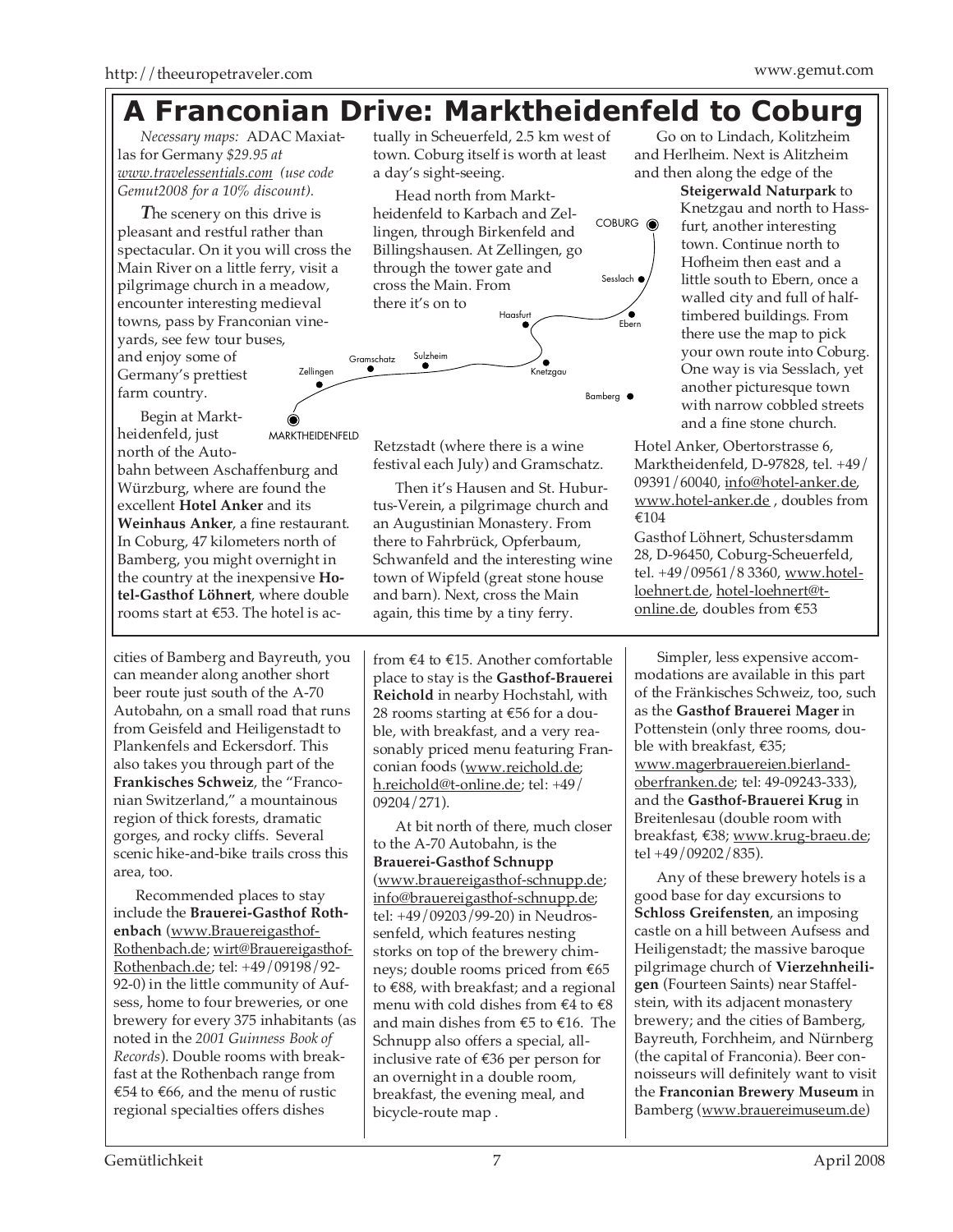# A Franconian Drive: Marktheidenfeld to Coburg

*Necessary maps:* ADAC Maxiatlas for Germany *$29.95 at www.travelessentials.com (use code Gemut2008 for a 10% discount).*

*T*he scenery on this drive is pleasant and restful rather than spectacular. On it you will cross the Main River on a little ferry, visit a pilgrimage church in a meadow, encounter interesting medieval towns, pass by Franconian vineyards, see few tour buses, and enjoy some of Germany's prettiest farm country.

Begin at Marktheidenfeld, just north of the Autobahn between Aschaffenburg and Würzburg, where are found the excellent **Hotel Anker** and its **Weinhaus Anker**, a fine restaurant. In Coburg, 47 kilometers north of Bamberg, you might overnight in the country at the inexpensive **Hotel-Gasthof Löhnert**, where double rooms start at €53. The hotel is actually in Scheuerfeld, 2.5 km west of town. Coburg itself is worth at least a day's sight-seeing.

Head north from Marktheidenfeld to Karbach and Zellingen, through Birkenfeld and Billingshausen. At Zellingen, go through the tower gate and cross the Main. From there it's on to Retzstadt (where there is a wine festival each July) and Gramschatz.

Then it's Hausen and St. Huburtus-Verein, a pilgrimage church and an Augustinian Monastery. From there to Fahrbrück, Opferbaum, Schwanfeld and the interesting wine town of Wipfeld (great stone house and barn). Next, cross the Main again, this time by a tiny ferry.

Go on to Lindach, Kolitzheim and Herlheim. Next is Alitzheim and then along the edge of the **Steigerwald Naturpark** to Knetzgau and north to Hassfurt, another interesting town. Continue north to Hofheim then east and a little south to Ebern, once a walled city and full of half-timbered buildings. From there use the map to pick your own route into Coburg. One way is via Sesslach, yet another picturesque town with narrow cobbled streets and a fine stone church.

Hotel Anker, Obertorstrasse 6, Marktheidenfeld, D-97828, tel. +49/09391/60040, info@hotel-anker.de, www.hotel-anker.de , doubles from €104

Gasthof Löhnert, Schustersdamm 28, D-96450, Coburg-Scheuerfeld, tel. +49/09561/8 3360, www.hotel-loehnert.de, hotel-loehnert@t-online.de, doubles from €53

---

cities of Bamberg and Bayreuth, you can meander along another short beer route just south of the A-70 Autobahn, on a small road that runs from Geisfeld and Heiligenstadt to Plankenfels and Eckersdorf. This also takes you through part of the **Frankisches Schweiz**, the "Franconian Switzerland," a mountainous region of thick forests, dramatic gorges, and rocky cliffs. Several scenic hike-and-bike trails cross this area, too.

Recommended places to stay include the **Brauerei-Gasthof Rothenbach** (www.Brauereigasthof-Rothenbach.de; wirt@Brauereigasthof-Rothenbach.de; tel: +49/09198/92-92-0) in the little community of Aufsess, home to four breweries, or one brewery for every 375 inhabitants (as noted in the *2001 Guinness Book of Records*). Double rooms with breakfast at the Rothenbach range from €54 to €66, and the menu of rustic regional specialties offers dishes from €4 to €15. Another comfortable place to stay is the **Gasthof-Brauerei Reichold** in nearby Hochstahl, with 28 rooms starting at €56 for a double, with breakfast, and a very reasonably priced menu featuring Franconian foods (www.reichold.de; h.reichold@t-online.de; tel: +49/09204/271).

At bit north of there, much closer to the A-70 Autobahn, is the **Brauerei-Gasthof Schnupp** (www.brauereigasthof-schnupp.de; info@brauereigasthof-schnupp.de; tel: +49/09203/99-20) in Neudrossenfeld, which features nesting storks on top of the brewery chimneys; double rooms priced from €65 to €88, with breakfast; and a regional menu with cold dishes from €4 to €8 and main dishes from €5 to €16. The Schnupp also offers a special, all-inclusive rate of €36 per person for an overnight in a double room, breakfast, the evening meal, and bicycle-route map .

Simpler, less expensive accommodations are available in this part of the Fränkisches Schweiz, too, such as the **Gasthof Brauerei Mager** in Pottenstein (only three rooms, double with breakfast, €35; www.magerbrauereien.bierland-oberfranken.de; tel: 49-09243-333), and the **Gasthof-Brauerei Krug** in Breitenlesau (double room with breakfast, €38; www.krug-braeu.de; tel +49/09202/835).

Any of these brewery hotels is a good base for day excursions to **Schloss Greifensten**, an imposing castle on a hill between Aufsess and Heiligenstadt; the massive baroque pilgrimage church of **Vierzehnheiligen** (Fourteen Saints) near Staffelstein, with its adjacent monastery brewery; and the cities of Bamberg, Bayreuth, Forchheim, and Nürnberg (the capital of Franconia). Beer connoisseurs will definitely want to visit the **Franconian Brewery Museum** in Bamberg (www.brauereimuseum.de)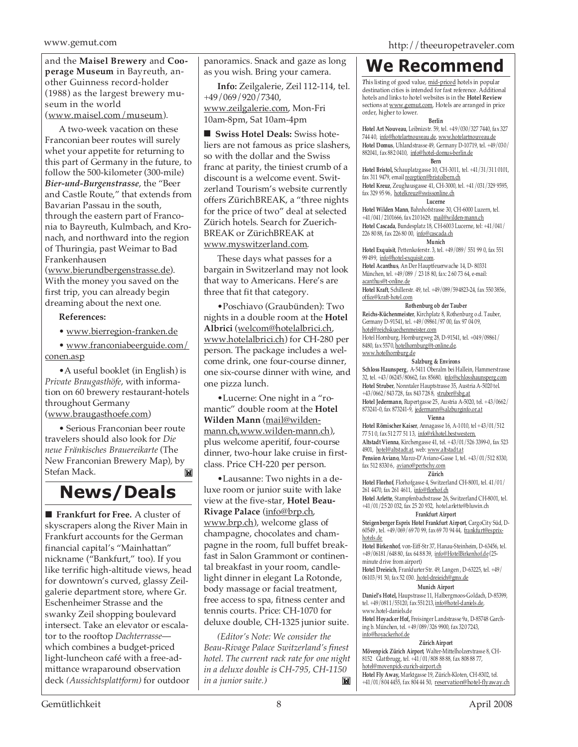and the **Maisel Brewery** and **Cooperage Museum** in Bayreuth, another Guinness record-holder (1988) as the largest brewery museum in the world (www.maisel.com/museum).

A two-week vacation on these Franconian beer routes will surely whet your appetite for returning to this part of Germany in the future, to follow the 500-kilometer (300-mile) ***Bier-und-Burgenstrasse***, the "Beer and Castle Route," that extends from Bavarian Passau in the south, through the eastern part of Franconia to Bayreuth, Kulmbach, and Kronach, and northward into the region of Thuringia, past Weimar to Bad Frankenhausen (www.bierundbergenstrasse.de). With the money you saved on the first trip, you can already begin dreaming about the next one.

**References:**

- www.bierregion-franken.de
- www.franconiabeerguide.com/conen.asp
- A useful booklet (in English) is *Private Braugasthöfe*, with information on 60 brewery restaurant-hotels throughout Germany (www.braugasthoefe.com)
- Serious Franconian beer route travelers should also look for *Die neue Fränkisches Brauereikarte* (The New Franconian Brewery Map), by Stefan Mack.

# News/Deals

■ **Frankfurt for Free.** A cluster of skyscrapers along the River Main in Frankfurt accounts for the German financial capital's "Mainhattan" nickname ("Bankfurt," too). If you like terrific high-altitude views, head for downtown's curved, glassy Zeilgalerie department store, where Gr. Eschenheimer Strasse and the swanky Zeil shopping boulevard intersect. Take an elevator or escalator to the rooftop *Dachterrasse*—which combines a budget-priced light-luncheon café with a free-admittance wraparound observation deck *(Aussichtsplattform)* for outdoor panoramics. Snack and gaze as long as you wish. Bring your camera.

**Info:** Zeilgalerie, Zeil 112-114, tel. +49/069/920/7340, www.zeilgalerie.com, Mon-Fri 10am-8pm, Sat 10am-4pm

■ **Swiss Hotel Deals:** Swiss hoteliers are not famous as price slashers, so with the dollar and the Swiss franc at parity, the tiniest crumb of a discount is a welcome event. Switzerland Tourism's website currently offers ZürichBREAK, a "three nights for the price of two" deal at selected Zürich hotels. Search for Zuerich-BREAK or ZürichBREAK at www.myswitzerland.com.

These days what passes for a bargain in Switzerland may not look that way to Americans. Here's are three that fit that category.

- Poschiavo (Graubünden): Two nights in a double room at the **Hotel Albrici** (welcom@hotelalbrici.ch, www.hotelalbrici.ch) for CH-280 per person. The package includes a welcome drink, one four-course dinner, one six-course dinner with wine, and one pizza lunch.
- Lucerne: One night in a "romantic" double room at the **Hotel Wilden Mann** (mail@wilden-mann.ch,www.wilden-mann.ch), plus welcome aperitif, four-course dinner, two-hour lake cruise in first-class. Price CH-220 per person.
- Lausanne: Two nights in a deluxe room or junior suite with lake view at the five-star, **Hotel Beau-Rivage Palace** (info@brp.ch, www.brp.ch), welcome glass of champagne, chocolates and champagne in the room, full buffet breakfast in Salon Grammont or continental breakfast in your room, candlelight dinner in elegant La Rotonde, body massage or facial treatment, free access to spa, fitness center and tennis courts. Price: CH-1070 for deluxe double, CH-1325 junior suite.

*(Editor's Note: We consider the Beau-Rivage Palace Switzerland's finest hotel. The current rack rate for one night in a deluxe double is CH-795, CH-1150 in a junior suite.)*

# We Recommend

*This listing of good value, mid-priced hotels in popular destination cities is intended for fast reference. Additional hotels and links to hotel websites is in the **Hotel Review** sections at www.gemut.com. Hotels are arranged in price order, higher to lower.*

**Berlin**

**Hotel Art Nouveau**, Leibnizstr. 59, tel. +49/030/327 7440, fax 327 744 40, info@hotelartnouveau.de, www.hotelartnouveau.de

**Hotel Domus**, Uhlandstrasse 49, Germany D-10719, tel. +49/030/882041, fax 882 0410, info@hotel-domus-berlin.de

**Bern**

**Hotel Bristol**, Schauplatzgasse 10, CH-3011, tel. +41/31/311 0101, fax 311 9479, email reception@bristolbern.ch

**Hotel Kreuz**, Zeughausgasse 41, CH-3000, tel. +41/031/329 9595, fax 329 95 96, hotelkreuz@swissonline.ch

**Lucerne**

**Hotel Wilden Mann**, Bahnhofstrasse 30, CH-6000 Luzern, tel. +41/041/2101666, fax 2101629, mail@wilden-mann.ch

**Hotel Cascada**, Bundesplatz 18, CH-6003 Lucerne, tel: +41/041/226 80 88, fax 226 80 00, info@cascada.ch

**Munich**

**Hotel Exquisit**, Pettenkoferstr. 3, tel. +49/089/ 551 99 0, fax 551 99 499, info@hotel-exquisit.com.

**Hotel Acanthus**, An Der Hauptfeuerwache 14, D- 80331 München, tel. +49/089 / 23 18 80, fax: 2 60 73 64, e-mail: acanthus@t-online.de

**Hotel Kraft**, Schillerstr. 49, tel. +49/089/594823-24, fax 550 3856, office@kraft-hotel.com

**Rothenburg ob der Tauber**

**Reichs-Küchenmeister**, Kirchplatz 8, Rothenburg o.d. Tauber, Germany D-91541, tel. +49/09861/97 00, fax 97 04 09, hotel@reichskuechenmeister.com

Hotel Hornburg, Hornburgweg 28, D-91541, tel. +049/09861/8480, fax 5570, hotelhornburg@t-online.de, www.hotelhornburg.de

**Salzburg & Environs**

**Schloss Haunsperg**, A-5411 Oberalm bei Hallein, Hammerstrasse 32, tel. +43/06245/80662, fax 85680, info@schlosshaunsperg.com

**Hotel Struber**, Nonntaler Hauptstrasse 35, Austria A-5020 tel. +43/0662/843 728, fax 843 728 8, struber@sbg.at

**Hotel Jedermann**, Rupertgasse 25, Austria A-5020, tel. +43/0662/873241-0, fax 873241-9, jedermann@salzburginfo.or.at

**Vienna**

**Hotel Römischer Kaiser**, Annagasse 16, A-1010, tel +43/01/512 77 51 0, fax 512 77 51 13, info@rkhotel.bestwestern.

**Altstadt Vienna**, Kirchengasse 41, tel. +43/01/526 3399-0, fax 523 4901, hotel@altstadt.at, web: www.altstadt.at

**Pension Aviano**, Marco-D'Aviano-Gasse 1, tel. +43/01/512 8330, fax 512 8330 6, aviano@pertschy.com

**Zürich**

**Hotel Florhof**, Florhofgasse 4, Switzerland CH-8001, tel. 41/01/261 4470, fax 261 4611, info@florhof.ch

**Hotel Arlette**, Stampfenbachstrasse 26, Switzerland CH-8001, tel. +41/01/25 20 032, fax 25 20 932, hotel.arlette@bluwin.ch

**Frankfurt Airport**

**Steigenberger Esprix Hotel Frankfurt Airport**, CargoCity Süd, D-60549 , tel. +49/069/69 70 99, fax 69 70 94 44, frankfurt@esprix-hotels.de

**Hotel Birkenhof**, von-Eiff-Str 37, Hanau-Steinheim, D-63456, tel. +49/06181/648 80, fax 64 88 39, info@HotelBirkenhof.de (25-minute drive from airport)

**Hotel Dreieich**, Frankfurter Str. 49, Langen , D-63225, tel. +49/06103/91 50, fax 52 030. hotel-dreieich@gmx.de

**Munich Airport**

**Daniel's Hotel**, Haupstrasse 11, Halbergmoos-Goldach, D-85399, tel. +49/0811/55120, fax 551213, info@hotel-daniels.de, www.hotel-daniels.de

**Hotel Hoyacker Hof**, Freisinger Landstrasse 9a, D-85748 Garching b. München, tel. +49/089/326 9900, fax 320 7243, info@hoyackerhof.de

**Zürich Airport**

**Mövenpick Zürich Airport**, Walter-Mittelholzerstrasse 8, CH-8152 Glattbrugg, tel. +41/01/808 88 88, fax 808 88 77, hotel@movenpick-zurich-airport.ch

**Hotel Fly Away**, Marktgasse 19, Zürich-Kloten, CH-8302, tel. +41/01/804 4455, fax 804 44 50, reservation@hotel-flyaway.ch